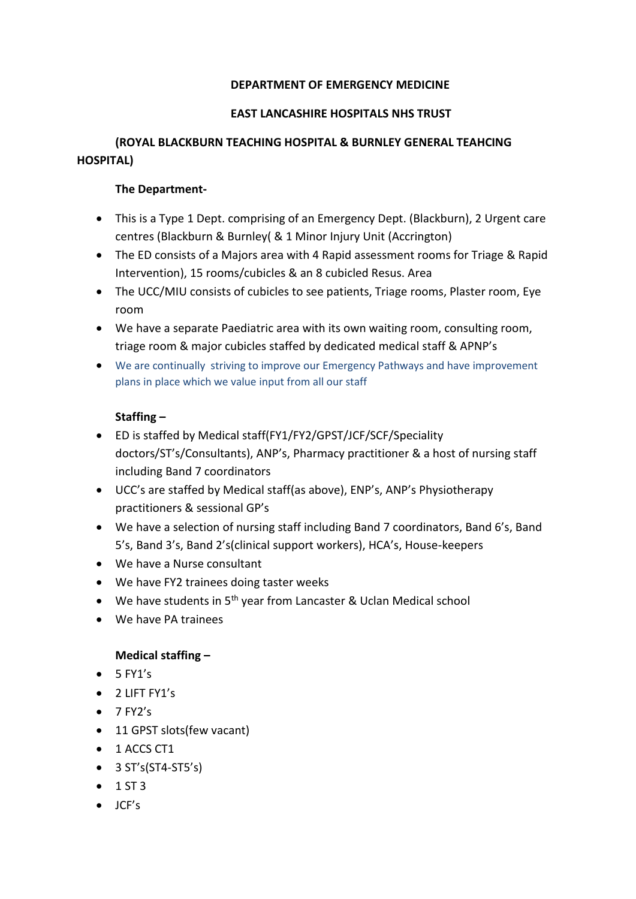**DEPARTMENT OF EMERGENCY MEDICINE**

**EAST LANCASHIRE HOSPITALS NHS TRUST**

**(ROYAL BLACKBURN TEACHING HOSPITAL & BURNLEY GENERAL TEAHCING HOSPITAL)**

**The Department-**

- This is a Type 1 Dept. comprising of an Emergency Dept. (Blackburn), 2 Urgent care centres (Blackburn & Burnley( & 1 Minor Injury Unit (Accrington)
- The ED consists of a Majors area with 4 Rapid assessment rooms for Triage & Rapid Intervention), 15 rooms/cubicles & an 8 cubicled Resus. Area
- The UCC/MIU consists of cubicles to see patients, Triage rooms, Plaster room, Eye room
- We have a separate Paediatric area with its own waiting room, consulting room, triage room & major cubicles staffed by dedicated medical staff & APNP's
- We are continually striving to improve our Emergency Pathways and have improvement plans in place which we value input from all our staff

**Staffing –**

- ED is staffed by Medical staff(FY1/FY2/GPST/JCF/SCF/Speciality doctors/ST's/Consultants), ANP's, Pharmacy practitioner & a host of nursing staff including Band 7 coordinators
- UCC's are staffed by Medical staff(as above), ENP's, ANP's Physiotherapy practitioners & sessional GP's
- We have a selection of nursing staff including Band 7 coordinators, Band 6's, Band 5's, Band 3's, Band 2's(clinical support workers), HCA's, House-keepers
- We have a Nurse consultant
- We have FY2 trainees doing taster weeks
- We have students in 5th year from Lancaster & Uclan Medical school
- We have PA trainees

**Medical staffing –**

- 5 FY1's
- 2 LIFT FY1's
- 7 FY2's
- 11 GPST slots(few vacant)
- 1 ACCS CT1
- 3 ST's(ST4-ST5's)
- 1 ST 3
- JCF's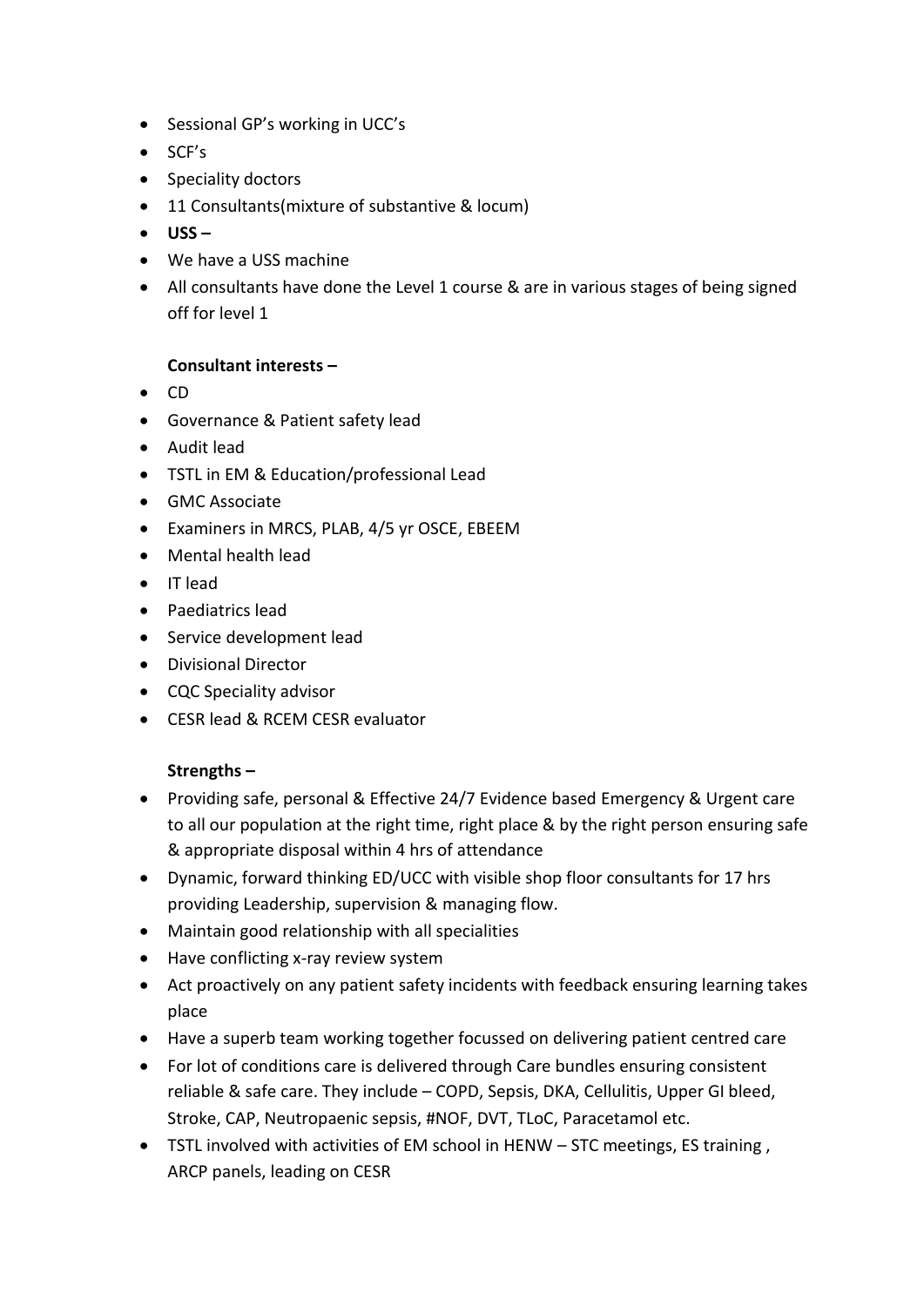- Sessional GP's working in UCC's
- SCF's
- Speciality doctors
- 11 Consultants(mixture of substantive & locum)
- **USS –**
- We have a USS machine
- All consultants have done the Level 1 course & are in various stages of being signed off for level 1

**Consultant interests –**

- CD
- Governance & Patient safety lead
- Audit lead
- TSTL in EM & Education/professional Lead
- GMC Associate
- Examiners in MRCS, PLAB, 4/5 yr OSCE, EBEEM
- Mental health lead
- IT lead
- Paediatrics lead
- Service development lead
- Divisional Director
- CQC Speciality advisor
- CESR lead & RCEM CESR evaluator

**Strengths –**

- Providing safe, personal & Effective 24/7 Evidence based Emergency & Urgent care to all our population at the right time, right place & by the right person ensuring safe & appropriate disposal within 4 hrs of attendance
- Dynamic, forward thinking ED/UCC with visible shop floor consultants for 17 hrs providing Leadership, supervision & managing flow.
- Maintain good relationship with all specialities
- Have conflicting x-ray review system
- Act proactively on any patient safety incidents with feedback ensuring learning takes place
- Have a superb team working together focussed on delivering patient centred care
- For lot of conditions care is delivered through Care bundles ensuring consistent reliable & safe care. They include – COPD, Sepsis, DKA, Cellulitis, Upper GI bleed, Stroke, CAP, Neutropaenic sepsis, #NOF, DVT, TLoC, Paracetamol etc.
- TSTL involved with activities of EM school in HENW – STC meetings, ES training , ARCP panels, leading on CESR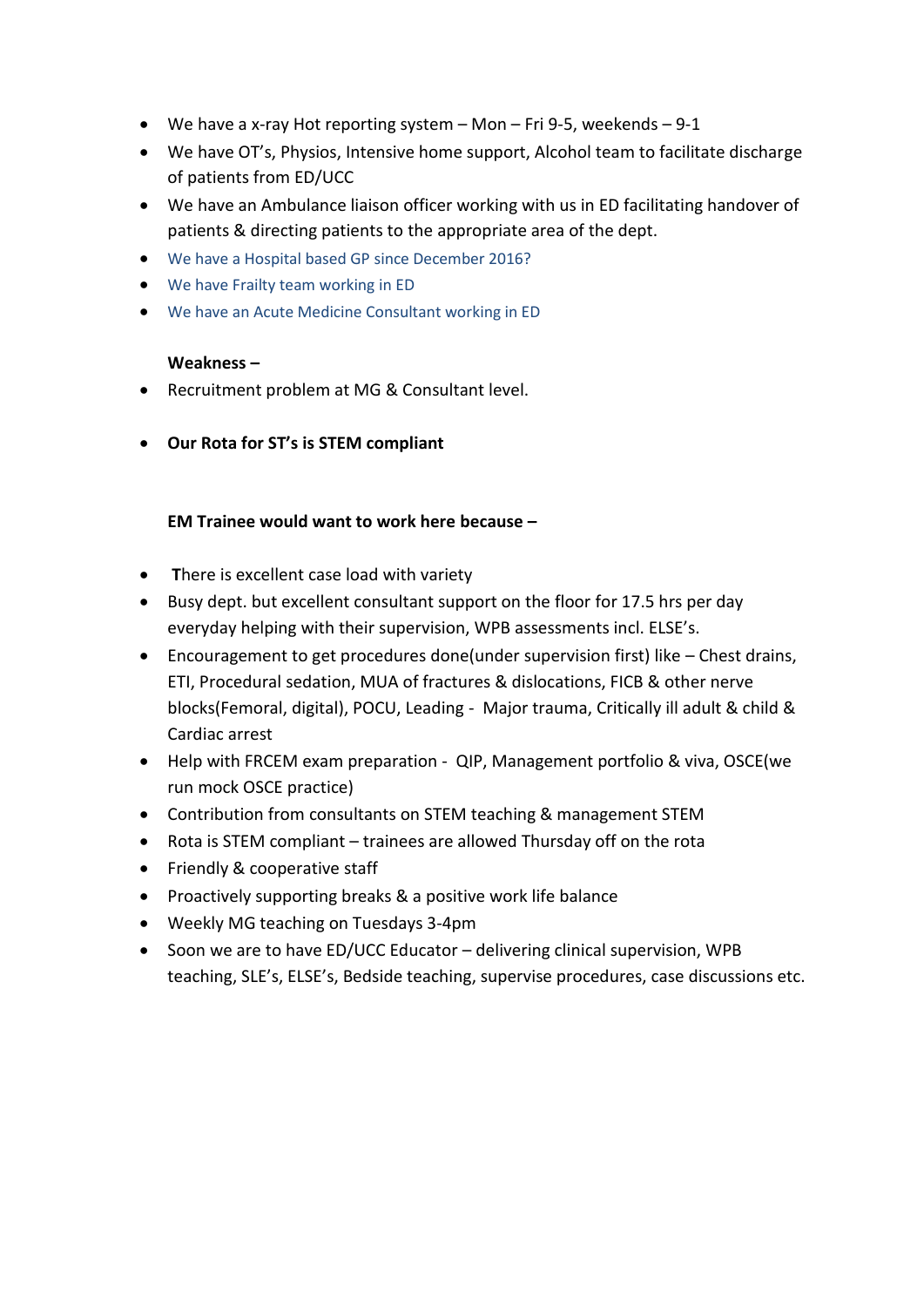- We have a x-ray Hot reporting system – Mon – Fri 9-5, weekends – 9-1
- We have OT's, Physios, Intensive home support, Alcohol team to facilitate discharge of patients from ED/UCC
- We have an Ambulance liaison officer working with us in ED facilitating handover of patients & directing patients to the appropriate area of the dept.
- We have a Hospital based GP since December 2016?
- We have Frailty team working in ED
- We have an Acute Medicine Consultant working in ED

**Weakness –**

- Recruitment problem at MG & Consultant level.

- **Our Rota for ST's is STEM compliant**

**EM Trainee would want to work here because –**

- **T**here is excellent case load with variety
- Busy dept. but excellent consultant support on the floor for 17.5 hrs per day everyday helping with their supervision, WPB assessments incl. ELSE's.
- Encouragement to get procedures done(under supervision first) like – Chest drains, ETI, Procedural sedation, MUA of fractures & dislocations, FICB & other nerve blocks(Femoral, digital), POCU, Leading - Major trauma, Critically ill adult & child & Cardiac arrest
- Help with FRCEM exam preparation - QIP, Management portfolio & viva, OSCE(we run mock OSCE practice)
- Contribution from consultants on STEM teaching & management STEM
- Rota is STEM compliant – trainees are allowed Thursday off on the rota
- Friendly & cooperative staff
- Proactively supporting breaks & a positive work life balance
- Weekly MG teaching on Tuesdays 3-4pm
- Soon we are to have ED/UCC Educator – delivering clinical supervision, WPB teaching, SLE's, ELSE's, Bedside teaching, supervise procedures, case discussions etc.